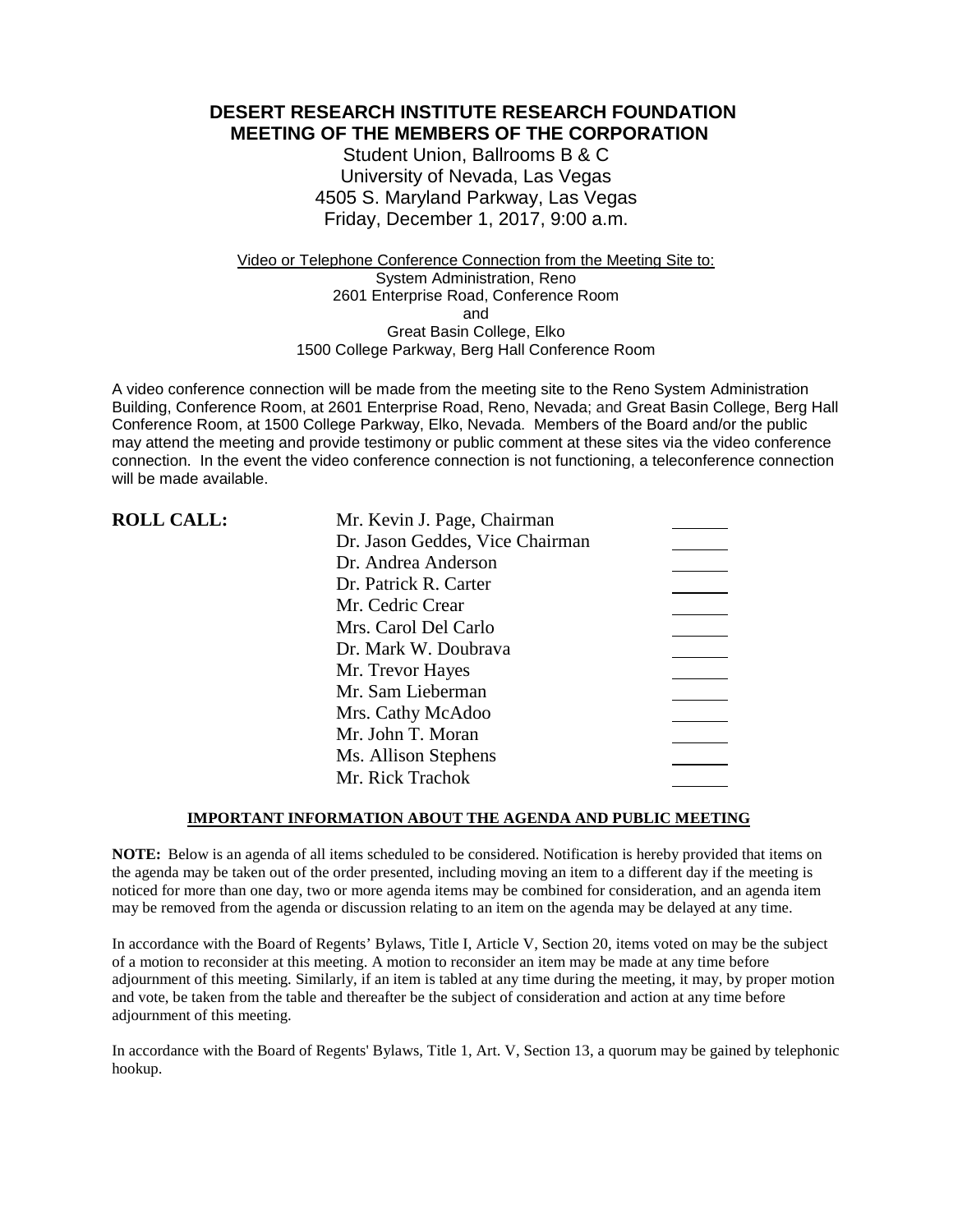# DESERT RESEARCH INSTITUTE RESEARCH FOUNDATION
# MEETING OF THE MEMBERS OF THE CORPORATION

Student Union, Ballrooms B & C
University of Nevada, Las Vegas
4505 S. Maryland Parkway, Las Vegas
Friday, December 1, 2017, 9:00 a.m.

Video or Telephone Conference Connection from the Meeting Site to:
System Administration, Reno
2601 Enterprise Road, Conference Room
and
Great Basin College, Elko
1500 College Parkway, Berg Hall Conference Room

A video conference connection will be made from the meeting site to the Reno System Administration Building, Conference Room, at 2601 Enterprise Road, Reno, Nevada; and Great Basin College, Berg Hall Conference Room, at 1500 College Parkway, Elko, Nevada. Members of the Board and/or the public may attend the meeting and provide testimony or public comment at these sites via the video conference connection. In the event the video conference connection is not functioning, a teleconference connection will be made available.

**ROLL CALL:**

| | |
|---|---|
| Mr. Kevin J. Page, Chairman | ______ |
| Dr. Jason Geddes, Vice Chairman | ______ |
| Dr. Andrea Anderson | ______ |
| Dr. Patrick R. Carter | ______ |
| Mr. Cedric Crear | ______ |
| Mrs. Carol Del Carlo | ______ |
| Dr. Mark W. Doubrava | ______ |
| Mr. Trevor Hayes | ______ |
| Mr. Sam Lieberman | ______ |
| Mrs. Cathy McAdoo | ______ |
| Mr. John T. Moran | ______ |
| Ms. Allison Stephens | ______ |
| Mr. Rick Trachok | ______ |

**IMPORTANT INFORMATION ABOUT THE AGENDA AND PUBLIC MEETING**

**NOTE:** Below is an agenda of all items scheduled to be considered. Notification is hereby provided that items on the agenda may be taken out of the order presented, including moving an item to a different day if the meeting is noticed for more than one day, two or more agenda items may be combined for consideration, and an agenda item may be removed from the agenda or discussion relating to an item on the agenda may be delayed at any time.

In accordance with the Board of Regents' Bylaws, Title I, Article V, Section 20, items voted on may be the subject of a motion to reconsider at this meeting. A motion to reconsider an item may be made at any time before adjournment of this meeting. Similarly, if an item is tabled at any time during the meeting, it may, by proper motion and vote, be taken from the table and thereafter be the subject of consideration and action at any time before adjournment of this meeting.

In accordance with the Board of Regents' Bylaws, Title 1, Art. V, Section 13, a quorum may be gained by telephonic hookup.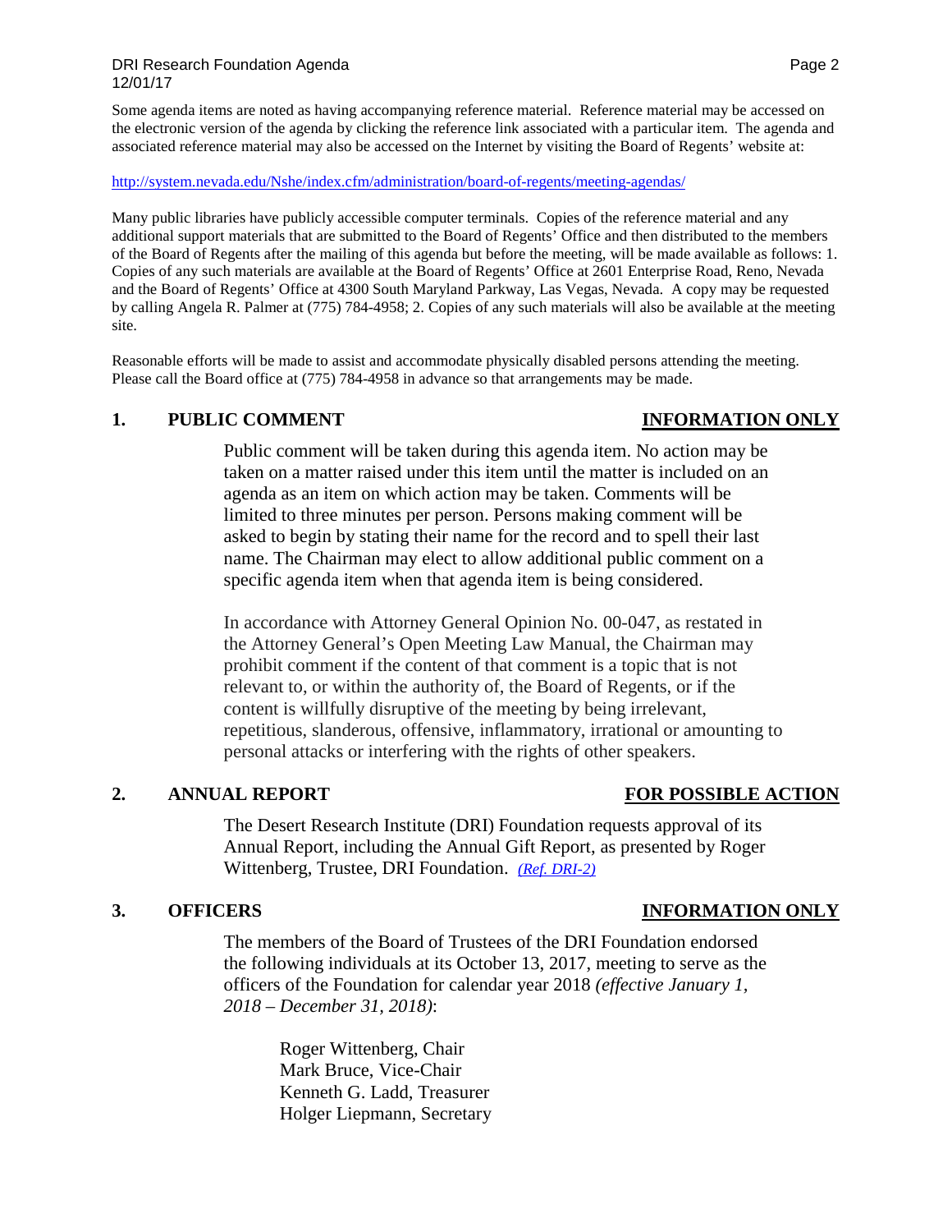Some agenda items are noted as having accompanying reference material. Reference material may be accessed on the electronic version of the agenda by clicking the reference link associated with a particular item. The agenda and associated reference material may also be accessed on the Internet by visiting the Board of Regents' website at:

http://system.nevada.edu/Nshe/index.cfm/administration/board-of-regents/meeting-agendas/

Many public libraries have publicly accessible computer terminals. Copies of the reference material and any additional support materials that are submitted to the Board of Regents' Office and then distributed to the members of the Board of Regents after the mailing of this agenda but before the meeting, will be made available as follows: 1. Copies of any such materials are available at the Board of Regents' Office at 2601 Enterprise Road, Reno, Nevada and the Board of Regents' Office at 4300 South Maryland Parkway, Las Vegas, Nevada. A copy may be requested by calling Angela R. Palmer at (775) 784-4958; 2. Copies of any such materials will also be available at the meeting site.

Reasonable efforts will be made to assist and accommodate physically disabled persons attending the meeting. Please call the Board office at (775) 784-4958 in advance so that arrangements may be made.

## 1. PUBLIC COMMENT — INFORMATION ONLY

Public comment will be taken during this agenda item. No action may be taken on a matter raised under this item until the matter is included on an agenda as an item on which action may be taken. Comments will be limited to three minutes per person. Persons making comment will be asked to begin by stating their name for the record and to spell their last name. The Chairman may elect to allow additional public comment on a specific agenda item when that agenda item is being considered.

In accordance with Attorney General Opinion No. 00-047, as restated in the Attorney General's Open Meeting Law Manual, the Chairman may prohibit comment if the content of that comment is a topic that is not relevant to, or within the authority of, the Board of Regents, or if the content is willfully disruptive of the meeting by being irrelevant, repetitious, slanderous, offensive, inflammatory, irrational or amounting to personal attacks or interfering with the rights of other speakers.

## 2. ANNUAL REPORT — FOR POSSIBLE ACTION

The Desert Research Institute (DRI) Foundation requests approval of its Annual Report, including the Annual Gift Report, as presented by Roger Wittenberg, Trustee, DRI Foundation. *(Ref. DRI-2)*

## 3. OFFICERS — INFORMATION ONLY

The members of the Board of Trustees of the DRI Foundation endorsed the following individuals at its October 13, 2017, meeting to serve as the officers of the Foundation for calendar year 2018 *(effective January 1, 2018 – December 31, 2018)*:

Roger Wittenberg, Chair
Mark Bruce, Vice-Chair
Kenneth G. Ladd, Treasurer
Holger Liepmann, Secretary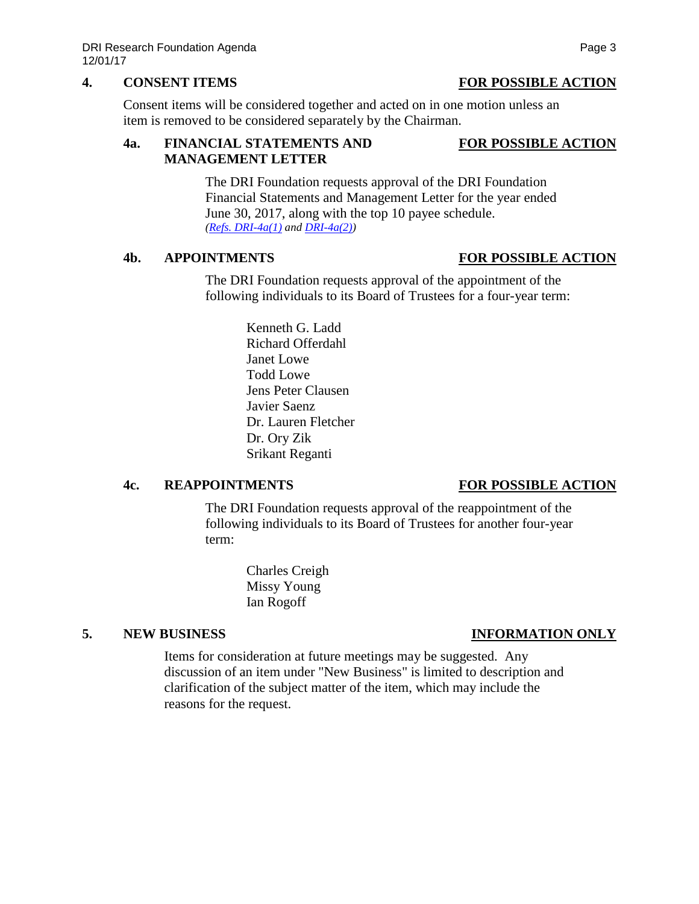## 4. CONSENT ITEMS — FOR POSSIBLE ACTION

Consent items will be considered together and acted on in one motion unless an item is removed to be considered separately by the Chairman.

### 4a. FINANCIAL STATEMENTS AND MANAGEMENT LETTER — FOR POSSIBLE ACTION

The DRI Foundation requests approval of the DRI Foundation Financial Statements and Management Letter for the year ended June 30, 2017, along with the top 10 payee schedule.
*(Refs. DRI-4a(1) and DRI-4a(2))*

### 4b. APPOINTMENTS — FOR POSSIBLE ACTION

The DRI Foundation requests approval of the appointment of the following individuals to its Board of Trustees for a four-year term:

- Kenneth G. Ladd
- Richard Offerdahl
- Janet Lowe
- Todd Lowe
- Jens Peter Clausen
- Javier Saenz
- Dr. Lauren Fletcher
- Dr. Ory Zik
- Srikant Reganti

### 4c. REAPPOINTMENTS — FOR POSSIBLE ACTION

The DRI Foundation requests approval of the reappointment of the following individuals to its Board of Trustees for another four-year term:

- Charles Creigh
- Missy Young
- Ian Rogoff

## 5. NEW BUSINESS — INFORMATION ONLY

Items for consideration at future meetings may be suggested. Any discussion of an item under "New Business" is limited to description and clarification of the subject matter of the item, which may include the reasons for the request.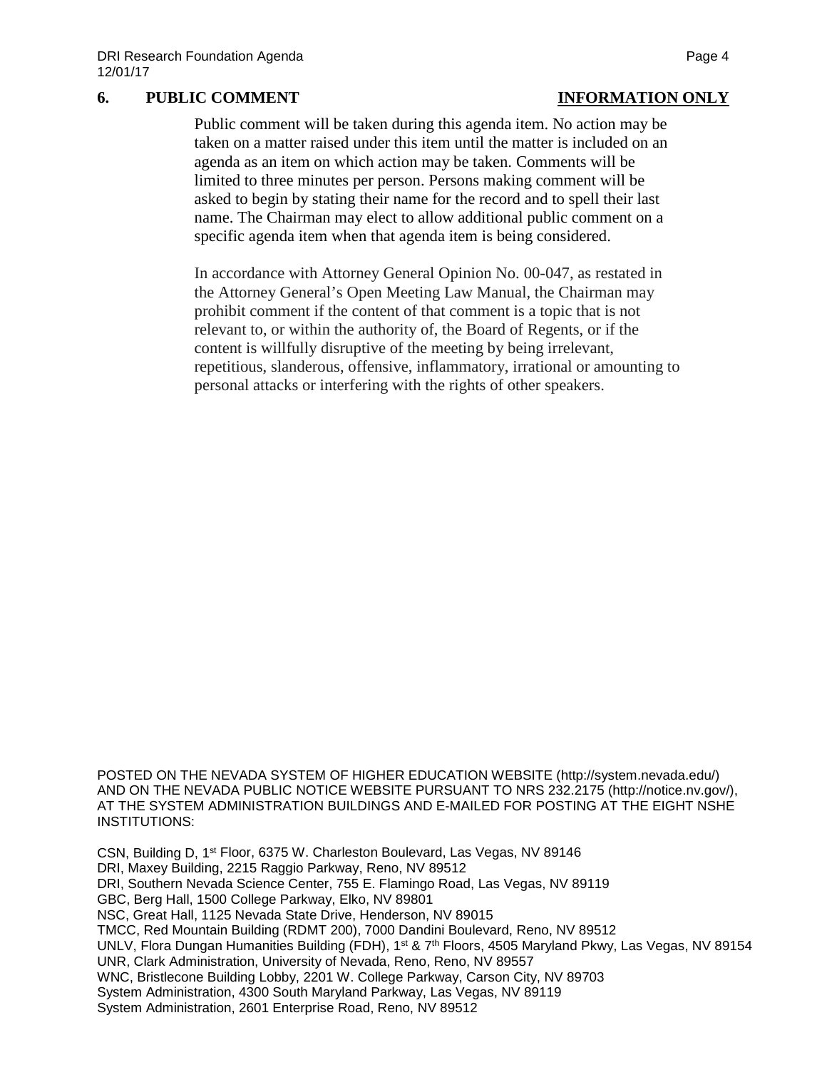## 6. PUBLIC COMMENT **INFORMATION ONLY**

Public comment will be taken during this agenda item. No action may be taken on a matter raised under this item until the matter is included on an agenda as an item on which action may be taken. Comments will be limited to three minutes per person. Persons making comment will be asked to begin by stating their name for the record and to spell their last name. The Chairman may elect to allow additional public comment on a specific agenda item when that agenda item is being considered.

In accordance with Attorney General Opinion No. 00-047, as restated in the Attorney General's Open Meeting Law Manual, the Chairman may prohibit comment if the content of that comment is a topic that is not relevant to, or within the authority of, the Board of Regents, or if the content is willfully disruptive of the meeting by being irrelevant, repetitious, slanderous, offensive, inflammatory, irrational or amounting to personal attacks or interfering with the rights of other speakers.

POSTED ON THE NEVADA SYSTEM OF HIGHER EDUCATION WEBSITE (http://system.nevada.edu/) AND ON THE NEVADA PUBLIC NOTICE WEBSITE PURSUANT TO NRS 232.2175 (http://notice.nv.gov/), AT THE SYSTEM ADMINISTRATION BUILDINGS AND E-MAILED FOR POSTING AT THE EIGHT NSHE INSTITUTIONS:

CSN, Building D, 1st Floor, 6375 W. Charleston Boulevard, Las Vegas, NV 89146
DRI, Maxey Building, 2215 Raggio Parkway, Reno, NV 89512
DRI, Southern Nevada Science Center, 755 E. Flamingo Road, Las Vegas, NV 89119
GBC, Berg Hall, 1500 College Parkway, Elko, NV 89801
NSC, Great Hall, 1125 Nevada State Drive, Henderson, NV 89015
TMCC, Red Mountain Building (RDMT 200), 7000 Dandini Boulevard, Reno, NV 89512
UNLV, Flora Dungan Humanities Building (FDH), 1st & 7th Floors, 4505 Maryland Pkwy, Las Vegas, NV 89154
UNR, Clark Administration, University of Nevada, Reno, Reno, NV 89557
WNC, Bristlecone Building Lobby, 2201 W. College Parkway, Carson City, NV 89703
System Administration, 4300 South Maryland Parkway, Las Vegas, NV 89119
System Administration, 2601 Enterprise Road, Reno, NV 89512